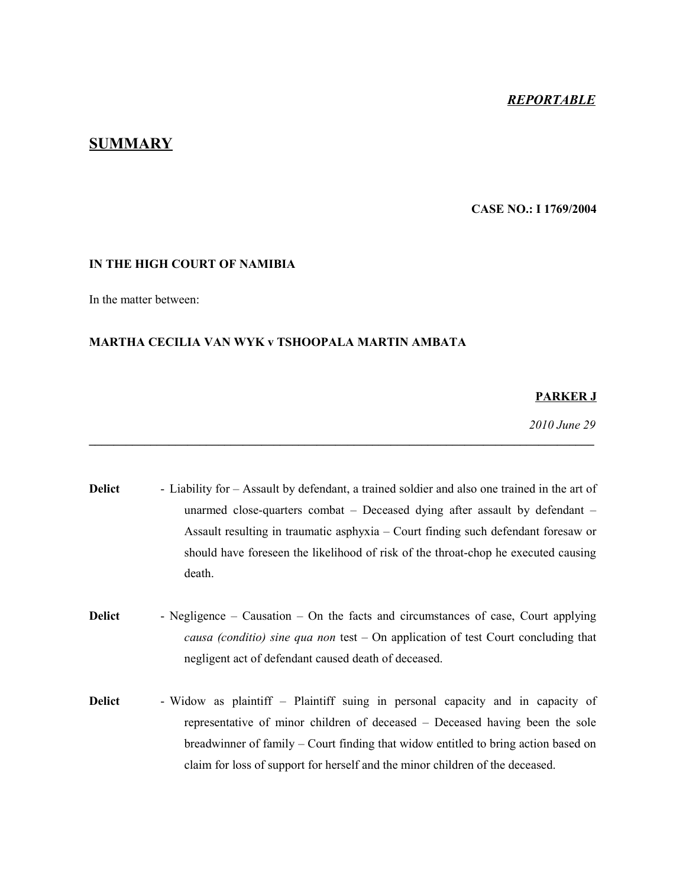***REPORTABLE***

## SUMMARY

**CASE NO.: I 1769/2004**

**IN THE HIGH COURT OF NAMIBIA**

In the matter between:

**MARTHA CECILIA VAN WYK v TSHOOPALA MARTIN AMBATA**

**PARKER J**

*2010 June 29*

---

**Delict** - Liability for – Assault by defendant, a trained soldier and also one trained in the art of unarmed close-quarters combat – Deceased dying after assault by defendant – Assault resulting in traumatic asphyxia – Court finding such defendant foresaw or should have foreseen the likelihood of risk of the throat-chop he executed causing death.

**Delict** - Negligence – Causation – On the facts and circumstances of case, Court applying *causa (conditio) sine qua non* test – On application of test Court concluding that negligent act of defendant caused death of deceased.

**Delict** - Widow as plaintiff – Plaintiff suing in personal capacity and in capacity of representative of minor children of deceased – Deceased having been the sole breadwinner of family – Court finding that widow entitled to bring action based on claim for loss of support for herself and the minor children of the deceased.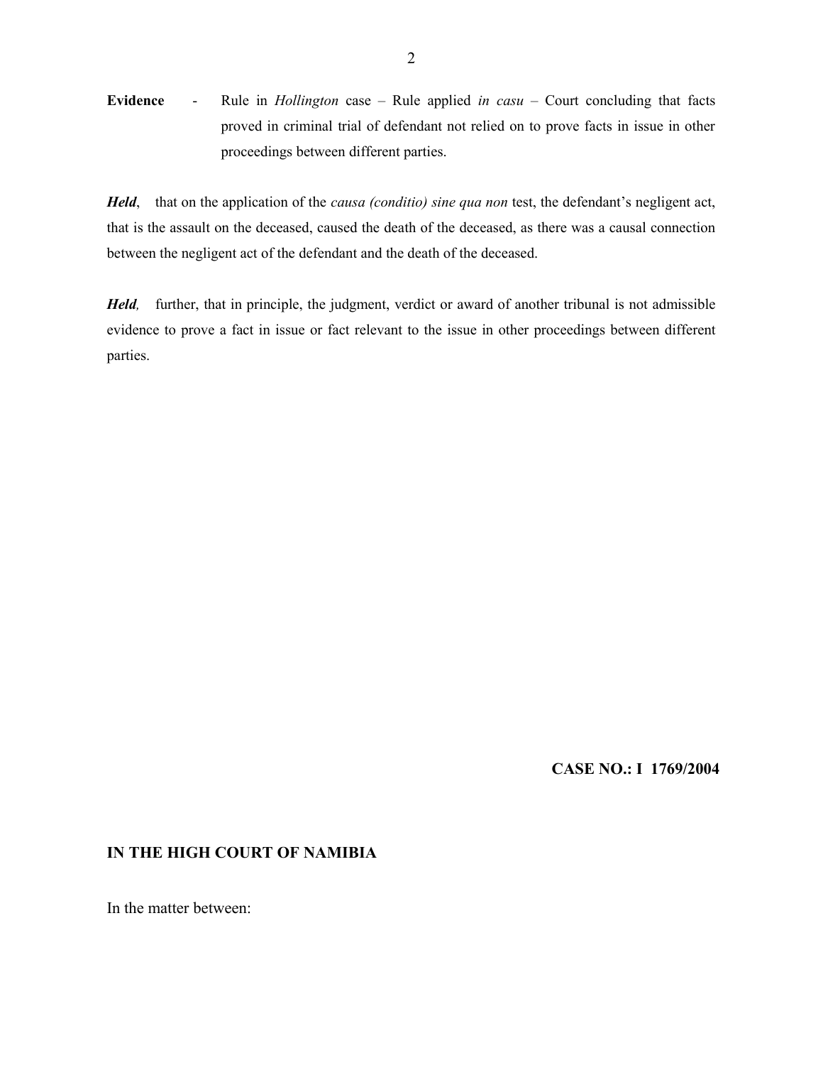**Evidence** - Rule in *Hollington* case – Rule applied *in casu* – Court concluding that facts proved in criminal trial of defendant not relied on to prove facts in issue in other proceedings between different parties.

***Held***, that on the application of the *causa (conditio) sine qua non* test, the defendant's negligent act, that is the assault on the deceased, caused the death of the deceased, as there was a causal connection between the negligent act of the defendant and the death of the deceased.

***Held,*** further, that in principle, the judgment, verdict or award of another tribunal is not admissible evidence to prove a fact in issue or fact relevant to the issue in other proceedings between different parties.

**CASE NO.: I 1769/2004**

**IN THE HIGH COURT OF NAMIBIA**

In the matter between: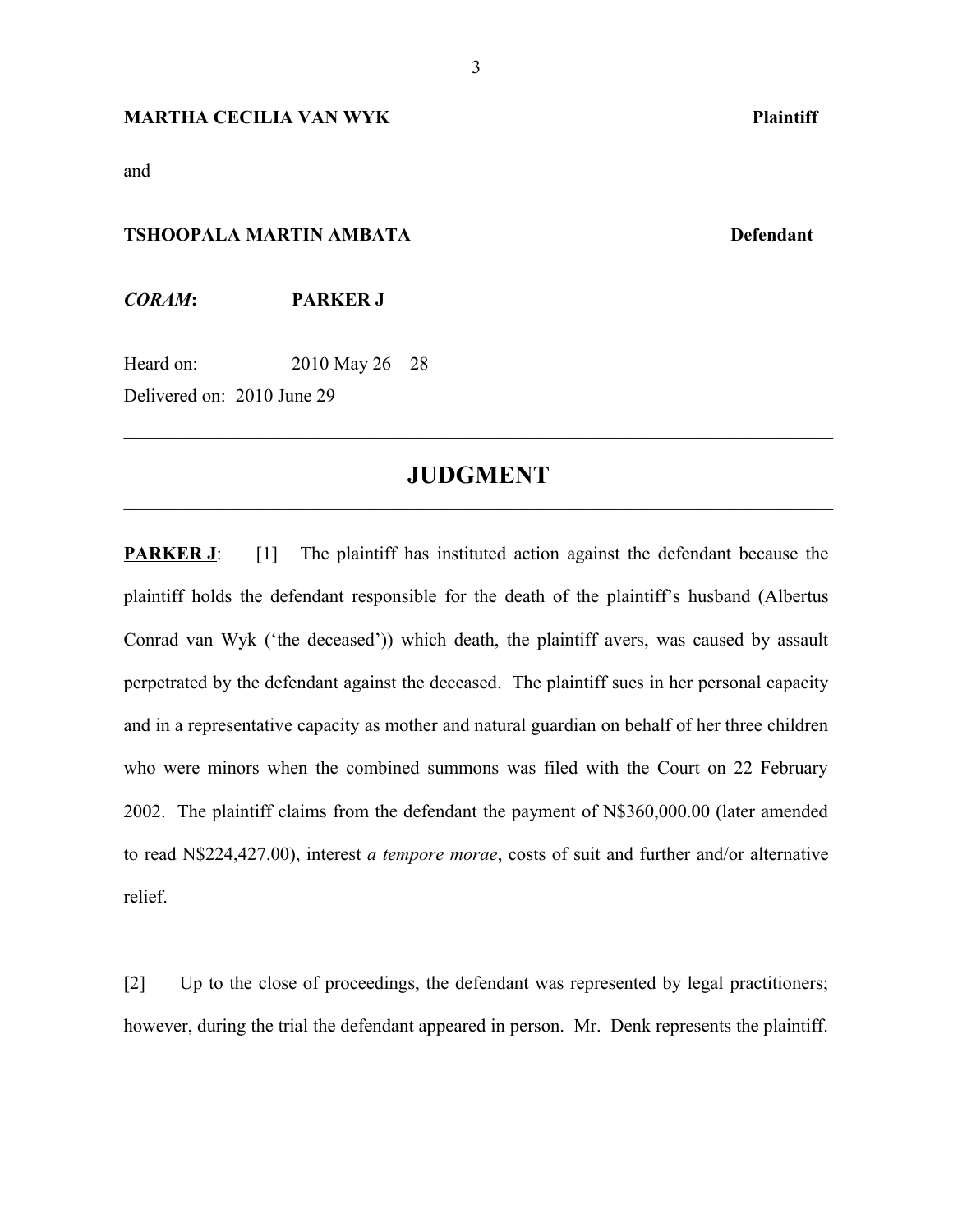**MARTHA CECILIA VAN WYK** **Plaintiff**

and

**TSHOOPALA MARTIN AMBATA** **Defendant**

***CORAM*:** **PARKER J**

Heard on: 2010 May 26 – 28

Delivered on: 2010 June 29

---

# JUDGMENT

---

**PARKER J**: [1] The plaintiff has instituted action against the defendant because the plaintiff holds the defendant responsible for the death of the plaintiff's husband (Albertus Conrad van Wyk ('the deceased')) which death, the plaintiff avers, was caused by assault perpetrated by the defendant against the deceased. The plaintiff sues in her personal capacity and in a representative capacity as mother and natural guardian on behalf of her three children who were minors when the combined summons was filed with the Court on 22 February 2002. The plaintiff claims from the defendant the payment of N$360,000.00 (later amended to read N$224,427.00), interest *a tempore morae*, costs of suit and further and/or alternative relief.

[2] Up to the close of proceedings, the defendant was represented by legal practitioners; however, during the trial the defendant appeared in person. Mr. Denk represents the plaintiff.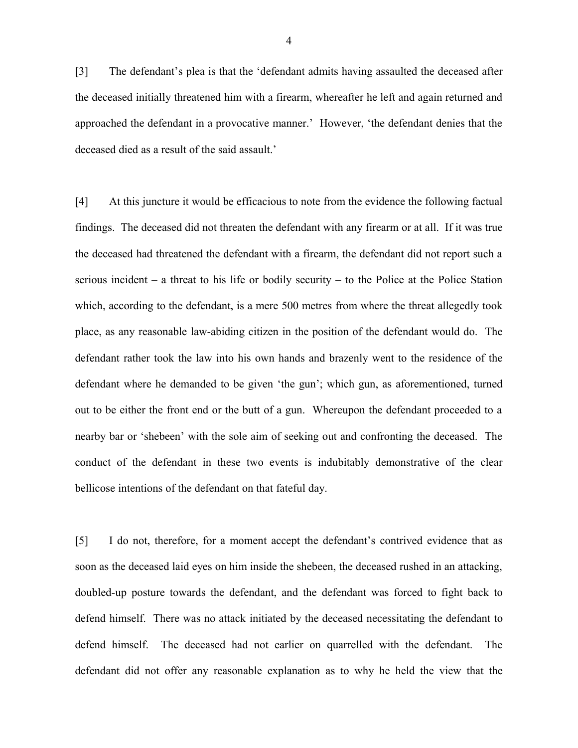[3] The defendant's plea is that the 'defendant admits having assaulted the deceased after the deceased initially threatened him with a firearm, whereafter he left and again returned and approached the defendant in a provocative manner.' However, 'the defendant denies that the deceased died as a result of the said assault.'

[4] At this juncture it would be efficacious to note from the evidence the following factual findings. The deceased did not threaten the defendant with any firearm or at all. If it was true the deceased had threatened the defendant with a firearm, the defendant did not report such a serious incident – a threat to his life or bodily security – to the Police at the Police Station which, according to the defendant, is a mere 500 metres from where the threat allegedly took place, as any reasonable law-abiding citizen in the position of the defendant would do. The defendant rather took the law into his own hands and brazenly went to the residence of the defendant where he demanded to be given 'the gun'; which gun, as aforementioned, turned out to be either the front end or the butt of a gun. Whereupon the defendant proceeded to a nearby bar or 'shebeen' with the sole aim of seeking out and confronting the deceased. The conduct of the defendant in these two events is indubitably demonstrative of the clear bellicose intentions of the defendant on that fateful day.

[5] I do not, therefore, for a moment accept the defendant's contrived evidence that as soon as the deceased laid eyes on him inside the shebeen, the deceased rushed in an attacking, doubled-up posture towards the defendant, and the defendant was forced to fight back to defend himself. There was no attack initiated by the deceased necessitating the defendant to defend himself. The deceased had not earlier on quarrelled with the defendant. The defendant did not offer any reasonable explanation as to why he held the view that the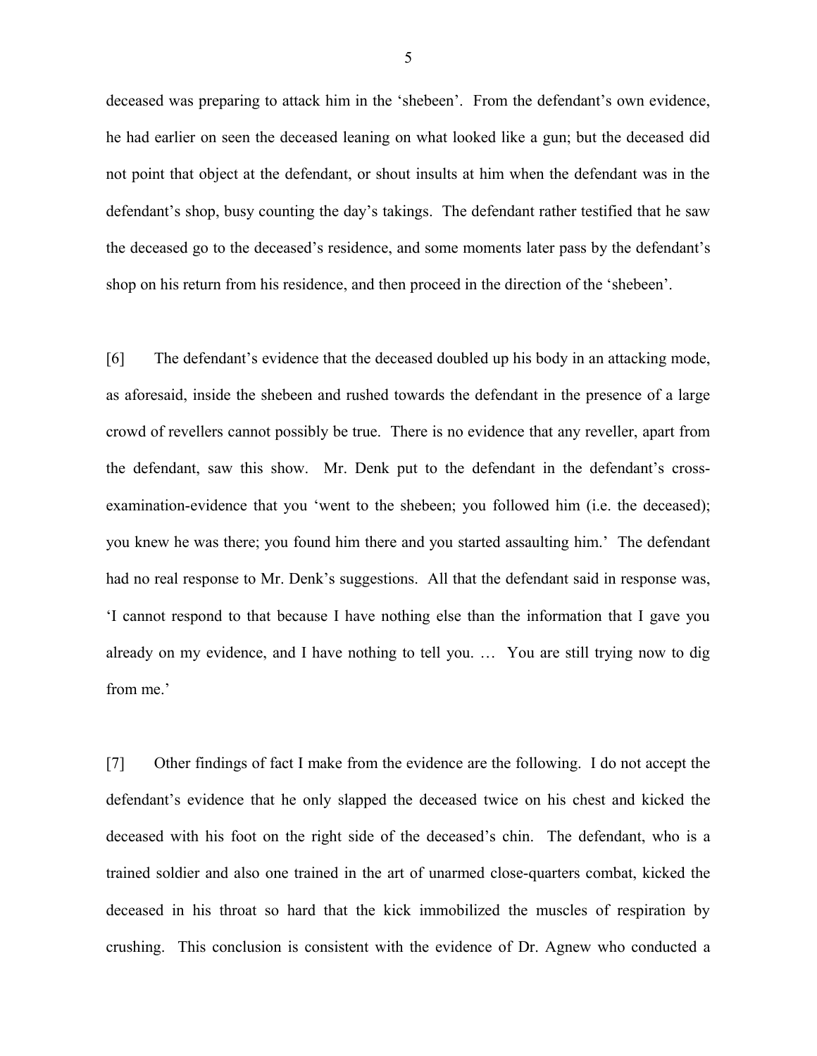deceased was preparing to attack him in the 'shebeen'. From the defendant's own evidence, he had earlier on seen the deceased leaning on what looked like a gun; but the deceased did not point that object at the defendant, or shout insults at him when the defendant was in the defendant's shop, busy counting the day's takings. The defendant rather testified that he saw the deceased go to the deceased's residence, and some moments later pass by the defendant's shop on his return from his residence, and then proceed in the direction of the 'shebeen'.

[6] The defendant's evidence that the deceased doubled up his body in an attacking mode, as aforesaid, inside the shebeen and rushed towards the defendant in the presence of a large crowd of revellers cannot possibly be true. There is no evidence that any reveller, apart from the defendant, saw this show. Mr. Denk put to the defendant in the defendant's cross-examination-evidence that you 'went to the shebeen; you followed him (i.e. the deceased); you knew he was there; you found him there and you started assaulting him.' The defendant had no real response to Mr. Denk's suggestions. All that the defendant said in response was, 'I cannot respond to that because I have nothing else than the information that I gave you already on my evidence, and I have nothing to tell you. … You are still trying now to dig from me.'

[7] Other findings of fact I make from the evidence are the following. I do not accept the defendant's evidence that he only slapped the deceased twice on his chest and kicked the deceased with his foot on the right side of the deceased's chin. The defendant, who is a trained soldier and also one trained in the art of unarmed close-quarters combat, kicked the deceased in his throat so hard that the kick immobilized the muscles of respiration by crushing. This conclusion is consistent with the evidence of Dr. Agnew who conducted a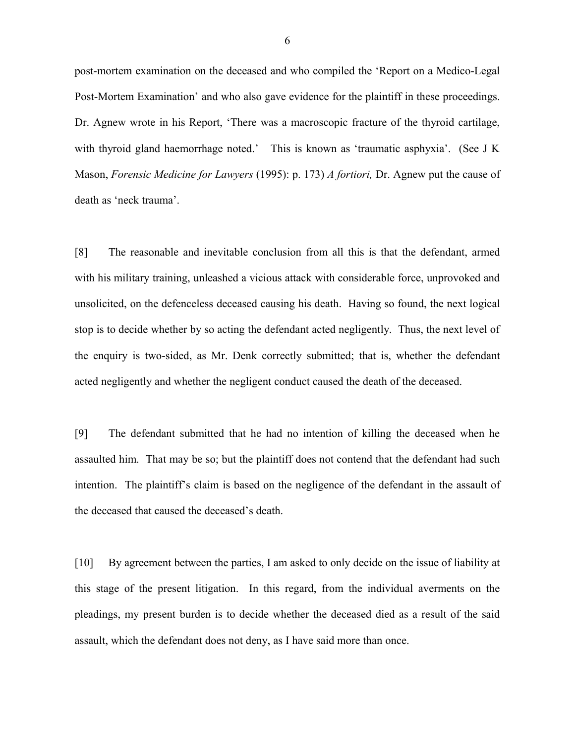post-mortem examination on the deceased and who compiled the 'Report on a Medico-Legal Post-Mortem Examination' and who also gave evidence for the plaintiff in these proceedings. Dr. Agnew wrote in his Report, 'There was a macroscopic fracture of the thyroid cartilage, with thyroid gland haemorrhage noted.' This is known as 'traumatic asphyxia'. (See J K Mason, *Forensic Medicine for Lawyers* (1995): p. 173) *A fortiori,* Dr. Agnew put the cause of death as 'neck trauma'.

[8] The reasonable and inevitable conclusion from all this is that the defendant, armed with his military training, unleashed a vicious attack with considerable force, unprovoked and unsolicited, on the defenceless deceased causing his death. Having so found, the next logical stop is to decide whether by so acting the defendant acted negligently. Thus, the next level of the enquiry is two-sided, as Mr. Denk correctly submitted; that is, whether the defendant acted negligently and whether the negligent conduct caused the death of the deceased.

[9] The defendant submitted that he had no intention of killing the deceased when he assaulted him. That may be so; but the plaintiff does not contend that the defendant had such intention. The plaintiff's claim is based on the negligence of the defendant in the assault of the deceased that caused the deceased's death.

[10] By agreement between the parties, I am asked to only decide on the issue of liability at this stage of the present litigation. In this regard, from the individual averments on the pleadings, my present burden is to decide whether the deceased died as a result of the said assault, which the defendant does not deny, as I have said more than once.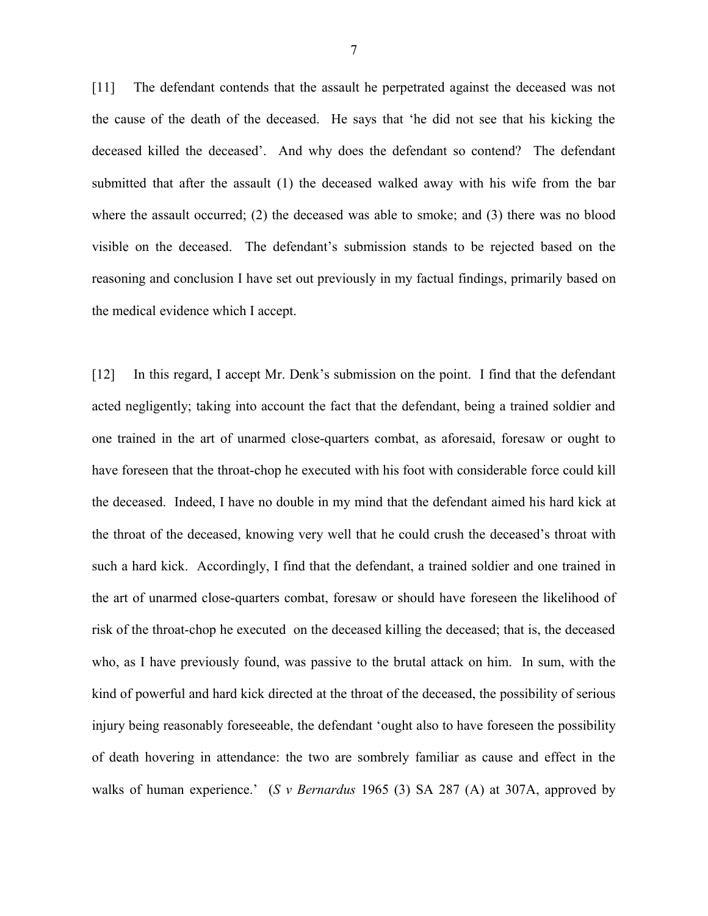[11] The defendant contends that the assault he perpetrated against the deceased was not the cause of the death of the deceased. He says that 'he did not see that his kicking the deceased killed the deceased'. And why does the defendant so contend? The defendant submitted that after the assault (1) the deceased walked away with his wife from the bar where the assault occurred; (2) the deceased was able to smoke; and (3) there was no blood visible on the deceased. The defendant's submission stands to be rejected based on the reasoning and conclusion I have set out previously in my factual findings, primarily based on the medical evidence which I accept.

[12] In this regard, I accept Mr. Denk's submission on the point. I find that the defendant acted negligently; taking into account the fact that the defendant, being a trained soldier and one trained in the art of unarmed close-quarters combat, as aforesaid, foresaw or ought to have foreseen that the throat-chop he executed with his foot with considerable force could kill the deceased. Indeed, I have no double in my mind that the defendant aimed his hard kick at the throat of the deceased, knowing very well that he could crush the deceased's throat with such a hard kick. Accordingly, I find that the defendant, a trained soldier and one trained in the art of unarmed close-quarters combat, foresaw or should have foreseen the likelihood of risk of the throat-chop he executed on the deceased killing the deceased; that is, the deceased who, as I have previously found, was passive to the brutal attack on him. In sum, with the kind of powerful and hard kick directed at the throat of the deceased, the possibility of serious injury being reasonably foreseeable, the defendant 'ought also to have foreseen the possibility of death hovering in attendance: the two are sombrely familiar as cause and effect in the walks of human experience.' (*S v Bernardus* 1965 (3) SA 287 (A) at 307A, approved by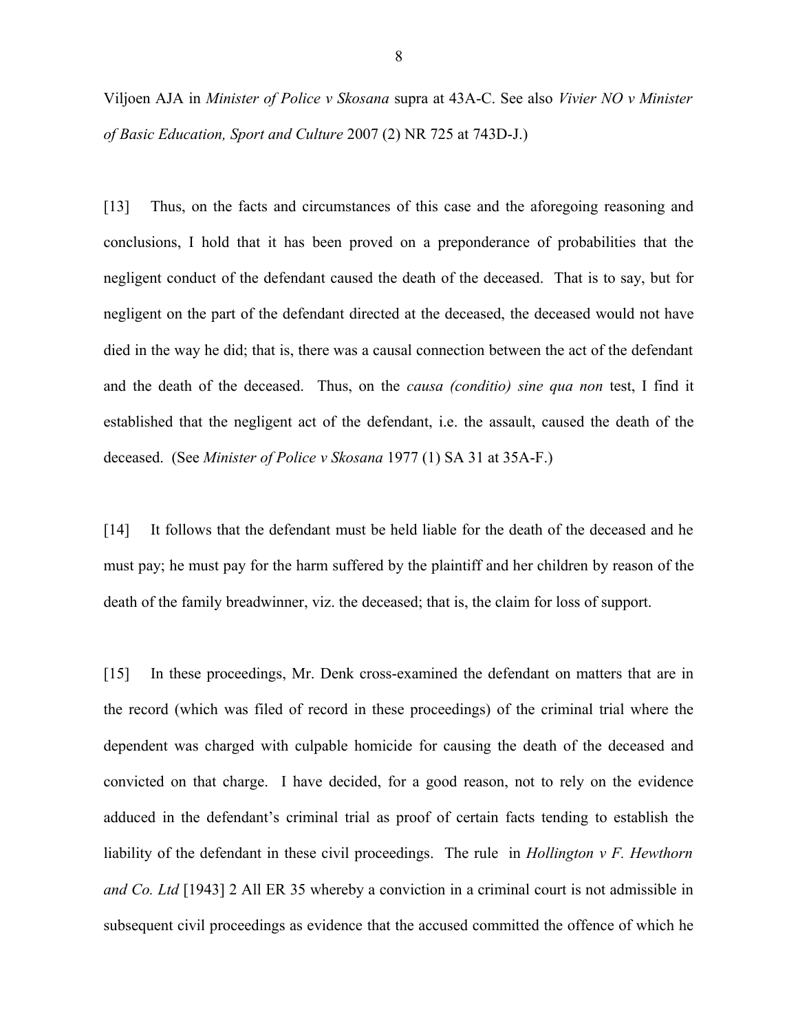Viljoen AJA in *Minister of Police v Skosana* supra at 43A-C. See also *Vivier NO v Minister of Basic Education, Sport and Culture* 2007 (2) NR 725 at 743D-J.)

[13] Thus, on the facts and circumstances of this case and the aforegoing reasoning and conclusions, I hold that it has been proved on a preponderance of probabilities that the negligent conduct of the defendant caused the death of the deceased. That is to say, but for negligent on the part of the defendant directed at the deceased, the deceased would not have died in the way he did; that is, there was a causal connection between the act of the defendant and the death of the deceased. Thus, on the *causa (conditio) sine qua non* test, I find it established that the negligent act of the defendant, i.e. the assault, caused the death of the deceased. (See *Minister of Police v Skosana* 1977 (1) SA 31 at 35A-F.)

[14] It follows that the defendant must be held liable for the death of the deceased and he must pay; he must pay for the harm suffered by the plaintiff and her children by reason of the death of the family breadwinner, viz. the deceased; that is, the claim for loss of support.

[15] In these proceedings, Mr. Denk cross-examined the defendant on matters that are in the record (which was filed of record in these proceedings) of the criminal trial where the dependent was charged with culpable homicide for causing the death of the deceased and convicted on that charge. I have decided, for a good reason, not to rely on the evidence adduced in the defendant's criminal trial as proof of certain facts tending to establish the liability of the defendant in these civil proceedings. The rule in *Hollington v F. Hewthorn and Co. Ltd* [1943] 2 All ER 35 whereby a conviction in a criminal court is not admissible in subsequent civil proceedings as evidence that the accused committed the offence of which he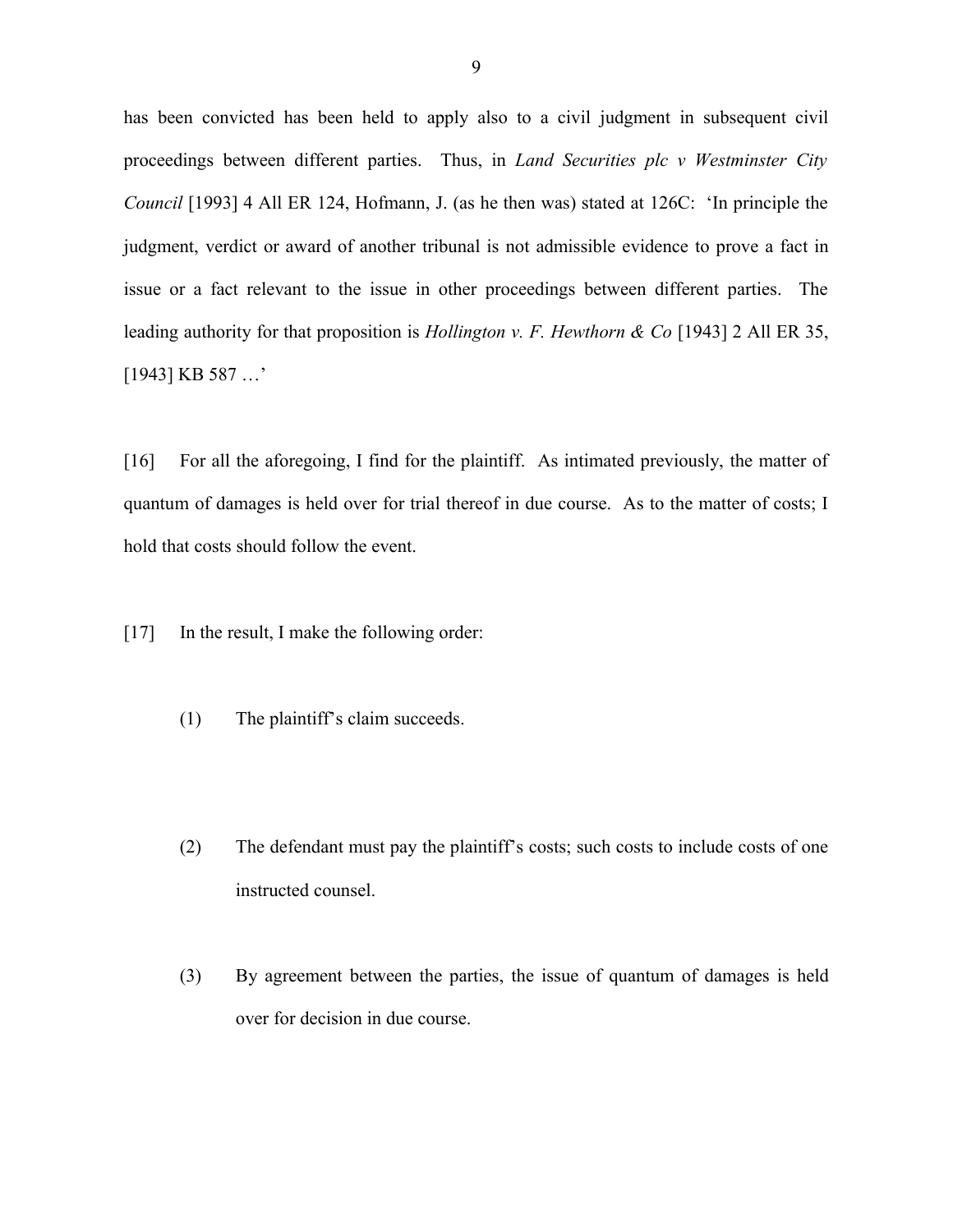has been convicted has been held to apply also to a civil judgment in subsequent civil proceedings between different parties. Thus, in *Land Securities plc v Westminster City Council* [1993] 4 All ER 124, Hofmann, J. (as he then was) stated at 126C: 'In principle the judgment, verdict or award of another tribunal is not admissible evidence to prove a fact in issue or a fact relevant to the issue in other proceedings between different parties. The leading authority for that proposition is *Hollington v. F. Hewthorn & Co* [1943] 2 All ER 35, [1943] KB 587 …'

[16] For all the aforegoing, I find for the plaintiff. As intimated previously, the matter of quantum of damages is held over for trial thereof in due course. As to the matter of costs; I hold that costs should follow the event.

[17] In the result, I make the following order:

(1) The plaintiff's claim succeeds.

(2) The defendant must pay the plaintiff's costs; such costs to include costs of one instructed counsel.

(3) By agreement between the parties, the issue of quantum of damages is held over for decision in due course.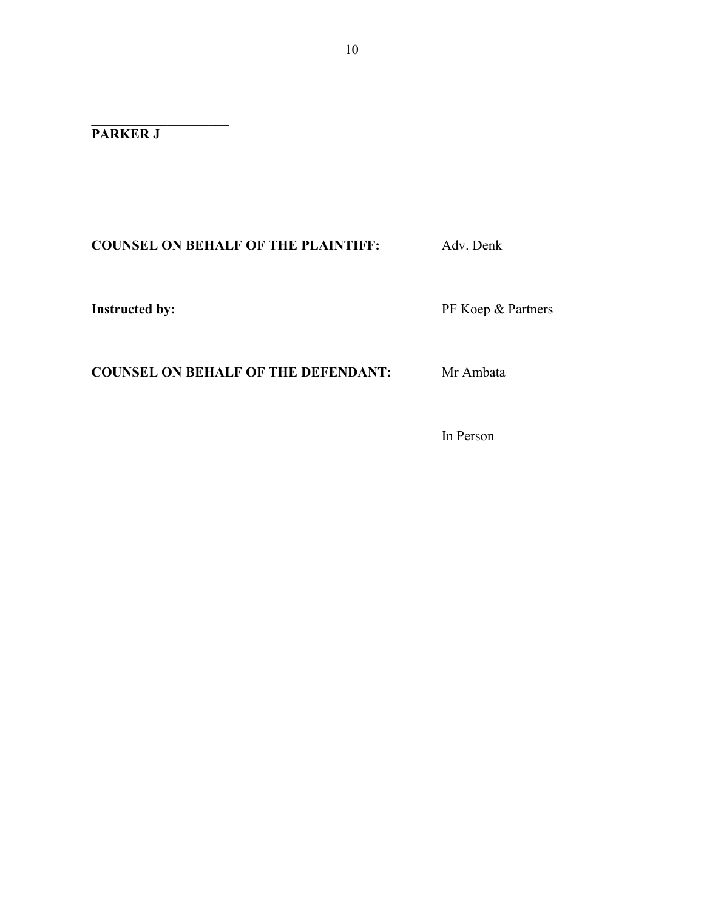\_\_\_\_\_\_\_\_\_\_\_\_\_\_\_\_\_\_\_\_

**PARKER J**

| | |
|---|---|
| **COUNSEL ON BEHALF OF THE PLAINTIFF:** | Adv. Denk |
| **Instructed by:** | PF Koep & Partners |
| **COUNSEL ON BEHALF OF THE DEFENDANT:** | Mr Ambata |
| | In Person |